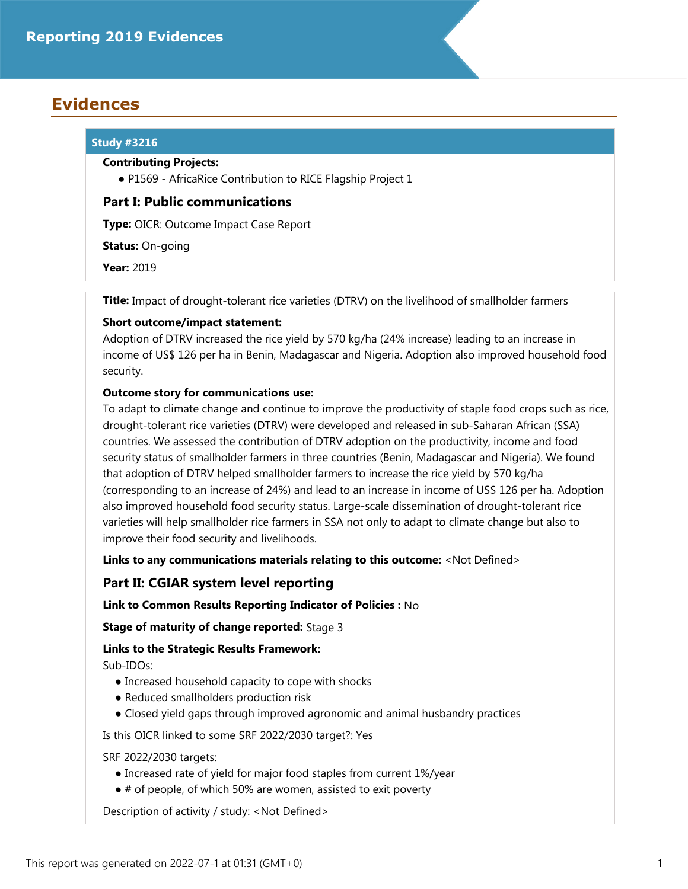# Reporting 2019 Evidences

## Evidences

### Study #3216

**Contributing Projects:**

- P1569 - AfricaRice Contribution to RICE Flagship Project 1

### Part I: Public communications

**Type:** OICR: Outcome Impact Case Report

**Status:** On-going

**Year:** 2019

**Title:** Impact of drought-tolerant rice varieties (DTRV) on the livelihood of smallholder farmers

**Short outcome/impact statement:**

Adoption of DTRV increased the rice yield by 570 kg/ha (24% increase) leading to an increase in income of US$ 126 per ha in Benin, Madagascar and Nigeria. Adoption also improved household food security.

**Outcome story for communications use:**

To adapt to climate change and continue to improve the productivity of staple food crops such as rice, drought-tolerant rice varieties (DTRV) were developed and released in sub-Saharan African (SSA) countries. We assessed the contribution of DTRV adoption on the productivity, income and food security status of smallholder farmers in three countries (Benin, Madagascar and Nigeria). We found that adoption of DTRV helped smallholder farmers to increase the rice yield by 570 kg/ha (corresponding to an increase of 24%) and lead to an increase in income of US$ 126 per ha. Adoption also improved household food security status. Large-scale dissemination of drought-tolerant rice varieties will help smallholder rice farmers in SSA not only to adapt to climate change but also to improve their food security and livelihoods.

**Links to any communications materials relating to this outcome:** <Not Defined>

### Part II: CGIAR system level reporting

**Link to Common Results Reporting Indicator of Policies :** No

**Stage of maturity of change reported:** Stage 3

**Links to the Strategic Results Framework:**

Sub-IDOs:

- Increased household capacity to cope with shocks
- Reduced smallholders production risk
- Closed yield gaps through improved agronomic and animal husbandry practices

Is this OICR linked to some SRF 2022/2030 target?: Yes

SRF 2022/2030 targets:

- Increased rate of yield for major food staples from current 1%/year
- # of people, of which 50% are women, assisted to exit poverty

Description of activity / study: <Not Defined>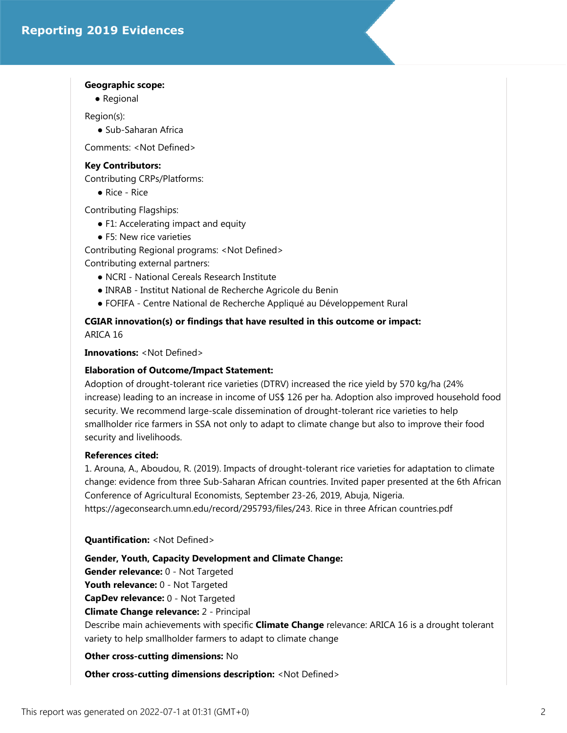**Geographic scope:**

- Regional

Region(s):

- Sub-Saharan Africa

Comments: <Not Defined>

**Key Contributors:**

Contributing CRPs/Platforms:

- Rice - Rice

Contributing Flagships:

- F1: Accelerating impact and equity
- F5: New rice varieties

Contributing Regional programs: <Not Defined>

Contributing external partners:

- NCRI - National Cereals Research Institute
- INRAB - Institut National de Recherche Agricole du Benin
- FOFIFA - Centre National de Recherche Appliqué au Développement Rural

**CGIAR innovation(s) or findings that have resulted in this outcome or impact:**

ARICA 16

**Innovations:** <Not Defined>

**Elaboration of Outcome/Impact Statement:**

Adoption of drought-tolerant rice varieties (DTRV) increased the rice yield by 570 kg/ha (24% increase) leading to an increase in income of US$ 126 per ha. Adoption also improved household food security. We recommend large-scale dissemination of drought-tolerant rice varieties to help smallholder rice farmers in SSA not only to adapt to climate change but also to improve their food security and livelihoods.

**References cited:**

1. Arouna, A., Aboudou, R. (2019). Impacts of drought-tolerant rice varieties for adaptation to climate change: evidence from three Sub-Saharan African countries. Invited paper presented at the 6th African Conference of Agricultural Economists, September 23-26, 2019, Abuja, Nigeria. https://ageconsearch.umn.edu/record/295793/files/243. Rice in three African countries.pdf

**Quantification:** <Not Defined>

**Gender, Youth, Capacity Development and Climate Change:**

**Gender relevance:** 0 - Not Targeted

**Youth relevance:** 0 - Not Targeted

**CapDev relevance:** 0 - Not Targeted

**Climate Change relevance:** 2 - Principal

Describe main achievements with specific **Climate Change** relevance: ARICA 16 is a drought tolerant variety to help smallholder farmers to adapt to climate change

**Other cross-cutting dimensions:** No

**Other cross-cutting dimensions description:** <Not Defined>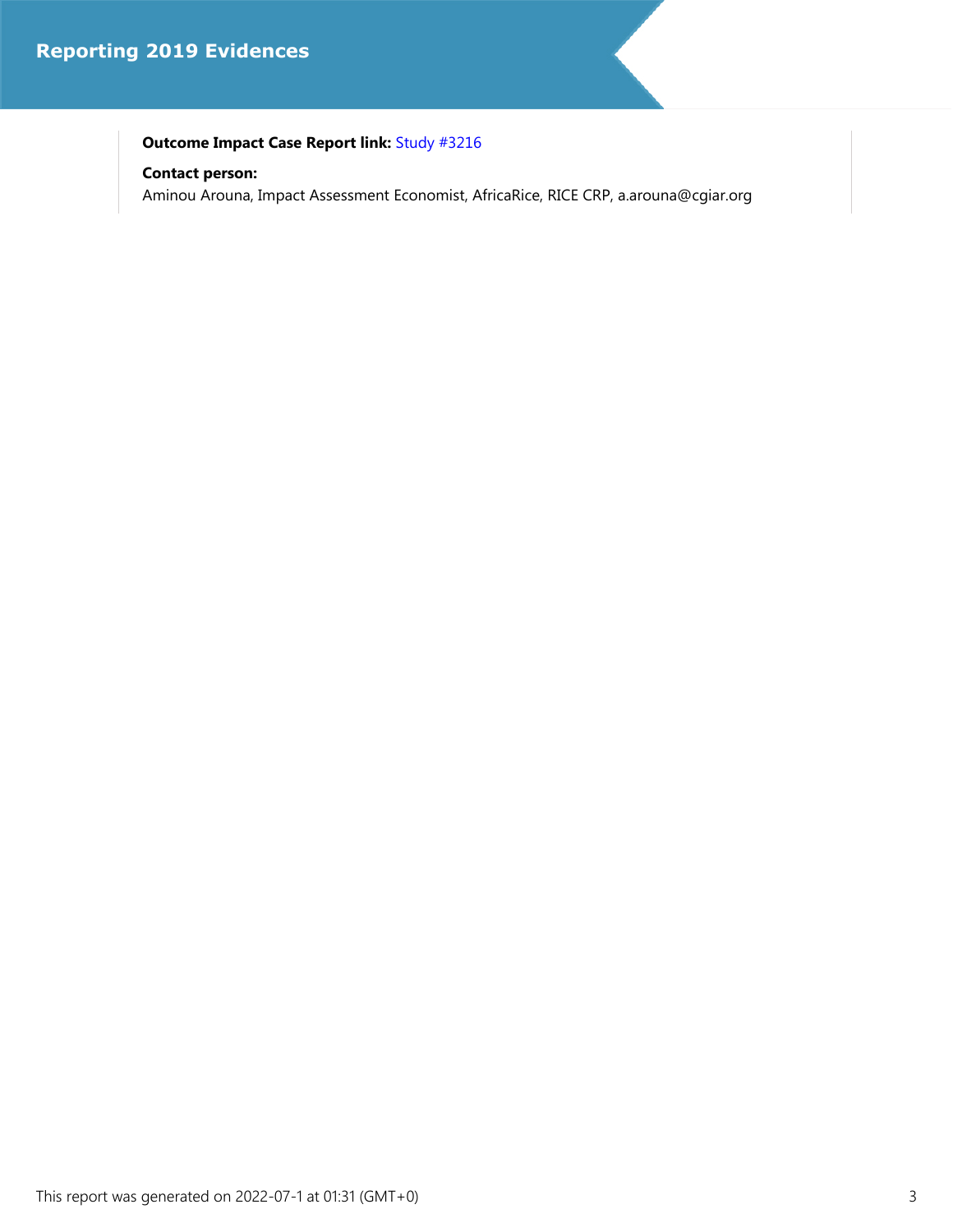**Outcome Impact Case Report link:** Study #3216

**Contact person:**
Aminou Arouna, Impact Assessment Economist, AfricaRice, RICE CRP, a.arouna@cgiar.org